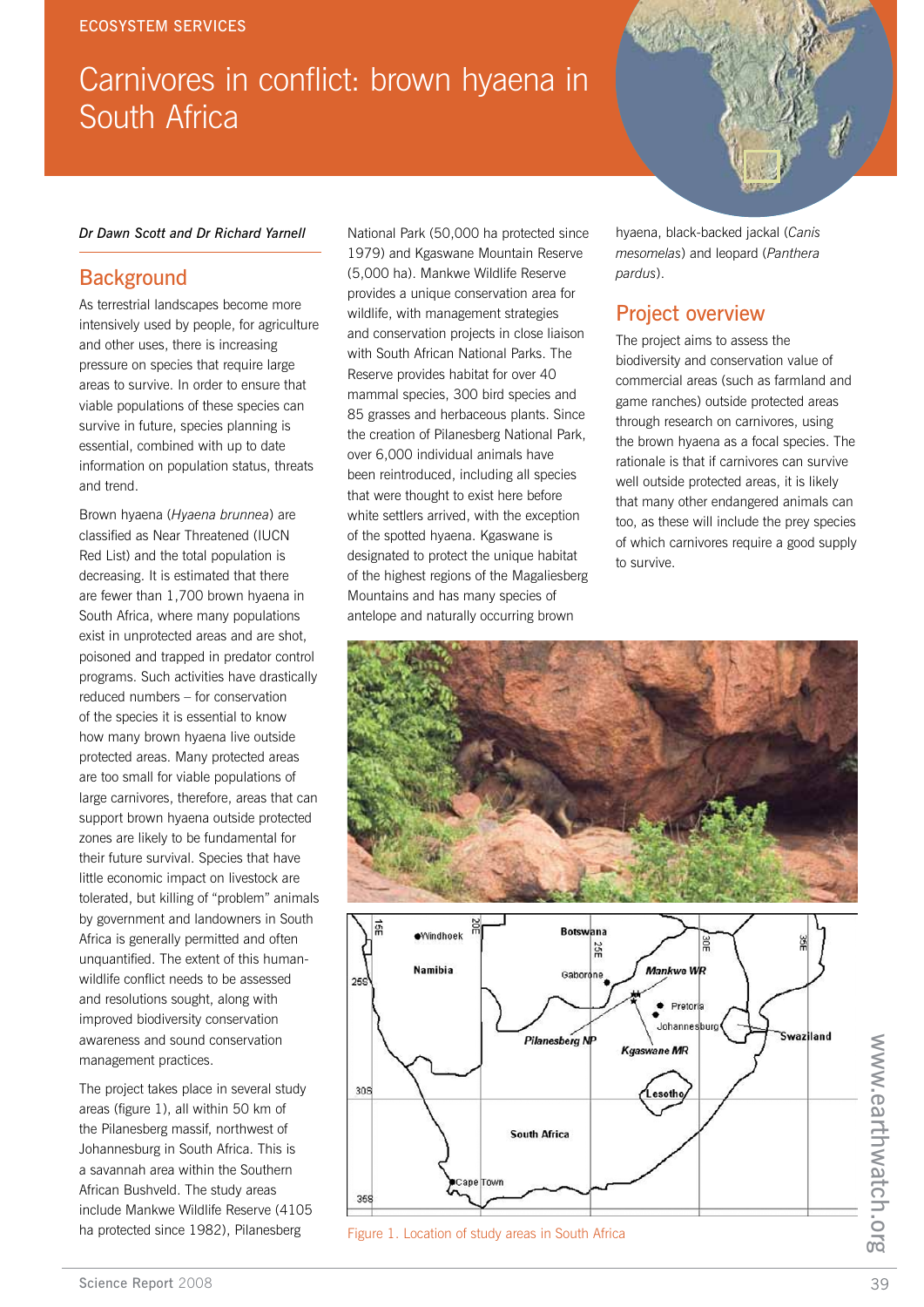ECOSYSTEM SERVICES

# Carnivores in conflict: brown hyaena in South Africa

*Dr Dawn Scott and Dr Richard Yarnell*

## Background

As terrestrial landscapes become more intensively used by people, for agriculture and other uses, there is increasing pressure on species that require large areas to survive. In order to ensure that viable populations of these species can survive in future, species planning is essential, combined with up to date information on population status, threats and trend.

Brown hyaena (*Hyaena brunnea*) are classified as Near Threatened (IUCN Red List) and the total population is decreasing. It is estimated that there are fewer than 1,700 brown hyaena in South Africa, where many populations exist in unprotected areas and are shot, poisoned and trapped in predator control programs. Such activities have drastically reduced numbers – for conservation of the species it is essential to know how many brown hyaena live outside protected areas. Many protected areas are too small for viable populations of large carnivores, therefore, areas that can support brown hyaena outside protected zones are likely to be fundamental for their future survival. Species that have little economic impact on livestock are tolerated, but killing of "problem" animals by government and landowners in South Africa is generally permitted and often unquantified. The extent of this human-wildlife conflict needs to be assessed and resolutions sought, along with improved biodiversity conservation awareness and sound conservation management practices.

The project takes place in several study areas (figure 1), all within 50 km of the Pilanesberg massif, northwest of Johannesburg in South Africa. This is a savannah area within the Southern African Bushveld. The study areas include Mankwe Wildlife Reserve (4105 ha protected since 1982), Pilanesberg National Park (50,000 ha protected since 1979) and Kgaswane Mountain Reserve (5,000 ha). Mankwe Wildlife Reserve provides a unique conservation area for wildlife, with management strategies and conservation projects in close liaison with South African National Parks. The Reserve provides habitat for over 40 mammal species, 300 bird species and 85 grasses and herbaceous plants. Since the creation of Pilanesberg National Park, over 6,000 individual animals have been reintroduced, including all species that were thought to exist here before white settlers arrived, with the exception of the spotted hyaena. Kgaswane is designated to protect the unique habitat of the highest regions of the Magaliesberg Mountains and has many species of antelope and naturally occurring brown hyaena, black-backed jackal (*Canis mesomelas*) and leopard (*Panthera pardus*).

## Project overview

The project aims to assess the biodiversity and conservation value of commercial areas (such as farmland and game ranches) outside protected areas through research on carnivores, using the brown hyaena as a focal species. The rationale is that if carnivores can survive well outside protected areas, it is likely that many other endangered animals can too, as these will include the prey species of which carnivores require a good supply to survive.

Figure 1. Location of study areas in South Africa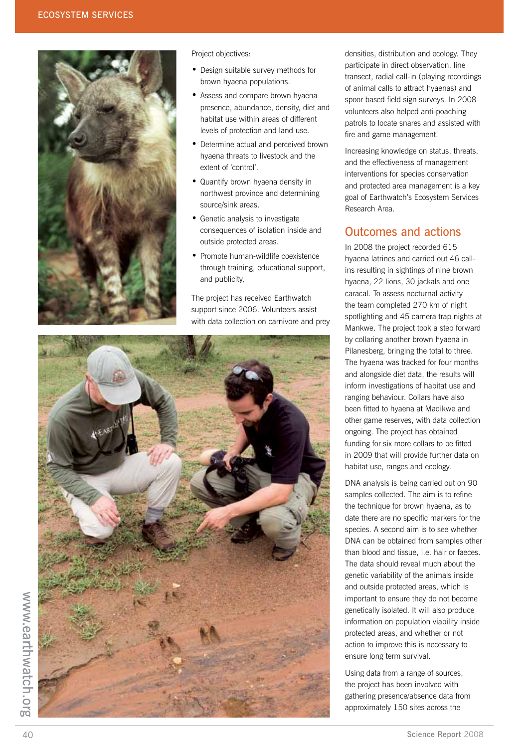Project objectives:

- Design suitable survey methods for brown hyaena populations.
- Assess and compare brown hyaena presence, abundance, density, diet and habitat use within areas of different levels of protection and land use.
- Determine actual and perceived brown hyaena threats to livestock and the extent of 'control'.
- Quantify brown hyaena density in northwest province and determining source/sink areas.
- Genetic analysis to investigate consequences of isolation inside and outside protected areas.
- Promote human-wildlife coexistence through training, educational support, and publicity,

The project has received Earthwatch support since 2006. Volunteers assist with data collection on carnivore and prey densities, distribution and ecology. They participate in direct observation, line transect, radial call-in (playing recordings of animal calls to attract hyaenas) and spoor based field sign surveys. In 2008 volunteers also helped anti-poaching patrols to locate snares and assisted with fire and game management.

Increasing knowledge on status, threats, and the effectiveness of management interventions for species conservation and protected area management is a key goal of Earthwatch's Ecosystem Services Research Area.

## Outcomes and actions

In 2008 the project recorded 615 hyaena latrines and carried out 46 call-ins resulting in sightings of nine brown hyaena, 22 lions, 30 jackals and one caracal. To assess nocturnal activity the team completed 270 km of night spotlighting and 45 camera trap nights at Mankwe. The project took a step forward by collaring another brown hyaena in Pilanesberg, bringing the total to three. The hyaena was tracked for four months and alongside diet data, the results will inform investigations of habitat use and ranging behaviour. Collars have also been fitted to hyaena at Madikwe and other game reserves, with data collection ongoing. The project has obtained funding for six more collars to be fitted in 2009 that will provide further data on habitat use, ranges and ecology.

DNA analysis is being carried out on 90 samples collected. The aim is to refine the technique for brown hyaena, as to date there are no specific markers for the species. A second aim is to see whether DNA can be obtained from samples other than blood and tissue, i.e. hair or faeces. The data should reveal much about the genetic variability of the animals inside and outside protected areas, which is important to ensure they do not become genetically isolated. It will also produce information on population viability inside protected areas, and whether or not action to improve this is necessary to ensure long term survival.

Using data from a range of sources, the project has been involved with gathering presence/absence data from approximately 150 sites across the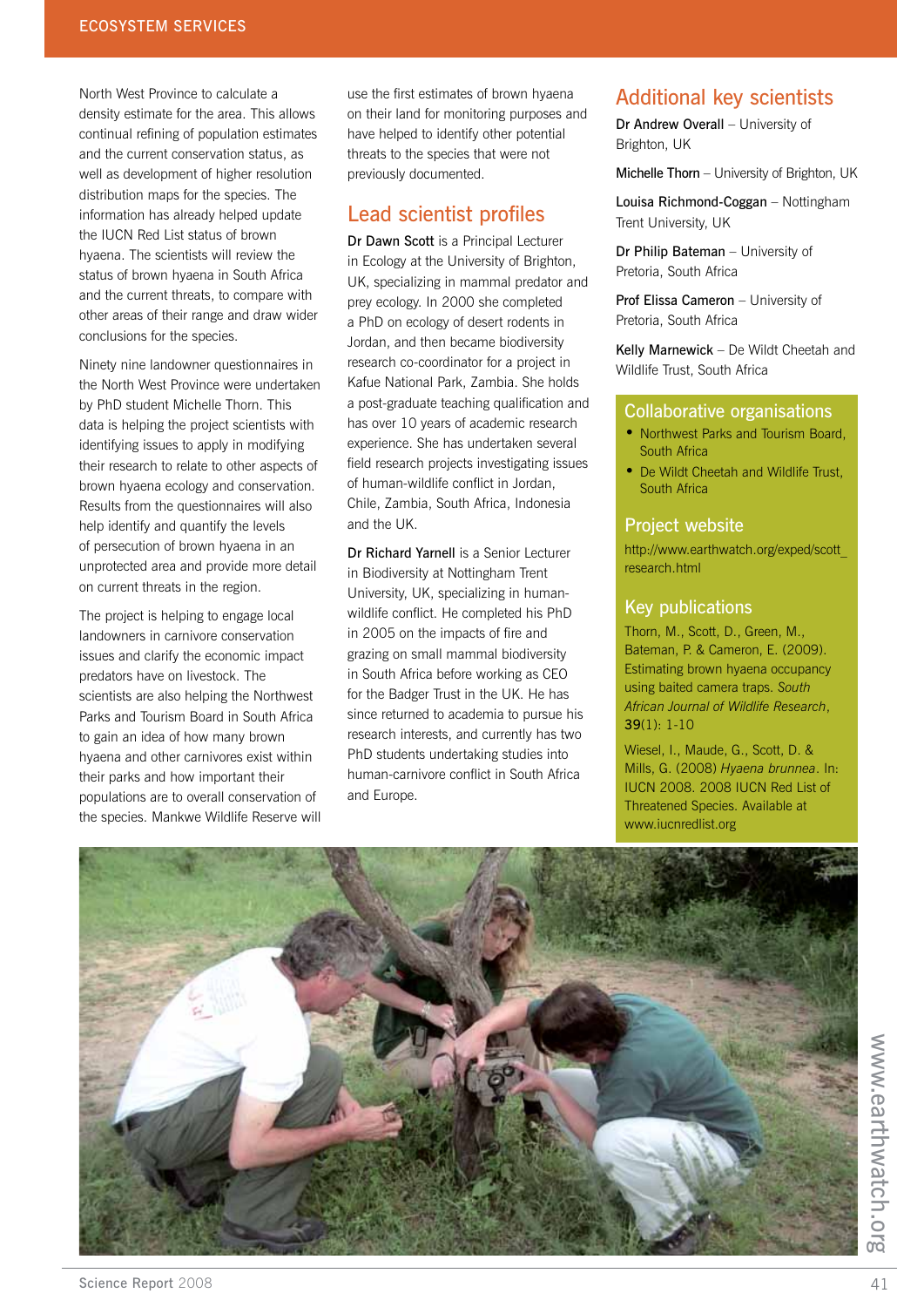North West Province to calculate a density estimate for the area. This allows continual refining of population estimates and the current conservation status, as well as development of higher resolution distribution maps for the species. The information has already helped update the IUCN Red List status of brown hyaena. The scientists will review the status of brown hyaena in South Africa and the current threats, to compare with other areas of their range and draw wider conclusions for the species.

Ninety nine landowner questionnaires in the North West Province were undertaken by PhD student Michelle Thorn. This data is helping the project scientists with identifying issues to apply in modifying their research to relate to other aspects of brown hyaena ecology and conservation. Results from the questionnaires will also help identify and quantify the levels of persecution of brown hyaena in an unprotected area and provide more detail on current threats in the region.

The project is helping to engage local landowners in carnivore conservation issues and clarify the economic impact predators have on livestock. The scientists are also helping the Northwest Parks and Tourism Board in South Africa to gain an idea of how many brown hyaena and other carnivores exist within their parks and how important their populations are to overall conservation of the species. Mankwe Wildlife Reserve will use the first estimates of brown hyaena on their land for monitoring purposes and have helped to identify other potential threats to the species that were not previously documented.

## Lead scientist profiles

**Dr Dawn Scott** is a Principal Lecturer in Ecology at the University of Brighton, UK, specializing in mammal predator and prey ecology. In 2000 she completed a PhD on ecology of desert rodents in Jordan, and then became biodiversity research co-coordinator for a project in Kafue National Park, Zambia. She holds a post-graduate teaching qualification and has over 10 years of academic research experience. She has undertaken several field research projects investigating issues of human-wildlife conflict in Jordan, Chile, Zambia, South Africa, Indonesia and the UK.

**Dr Richard Yarnell** is a Senior Lecturer in Biodiversity at Nottingham Trent University, UK, specializing in human-wildlife conflict. He completed his PhD in 2005 on the impacts of fire and grazing on small mammal biodiversity in South Africa before working as CEO for the Badger Trust in the UK. He has since returned to academia to pursue his research interests, and currently has two PhD students undertaking studies into human-carnivore conflict in South Africa and Europe.

## Additional key scientists

**Dr Andrew Overall** – University of Brighton, UK

**Michelle Thorn** – University of Brighton, UK

**Louisa Richmond-Coggan** – Nottingham Trent University, UK

**Dr Philip Bateman** – University of Pretoria, South Africa

**Prof Elissa Cameron** – University of Pretoria, South Africa

**Kelly Marnewick** – De Wildt Cheetah and Wildlife Trust, South Africa

## Collaborative organisations

- Northwest Parks and Tourism Board, South Africa
- De Wildt Cheetah and Wildlife Trust, South Africa

## Project website

http://www.earthwatch.org/exped/scott_research.html

## Key publications

Thorn, M., Scott, D., Green, M., Bateman, P. & Cameron, E. (2009). Estimating brown hyaena occupancy using baited camera traps. *South African Journal of Wildlife Research*, **39**(1): 1-10

Wiesel, I., Maude, G., Scott, D. & Mills, G. (2008) *Hyaena brunnea*. In: IUCN 2008. 2008 IUCN Red List of Threatened Species. Available at www.iucnredlist.org